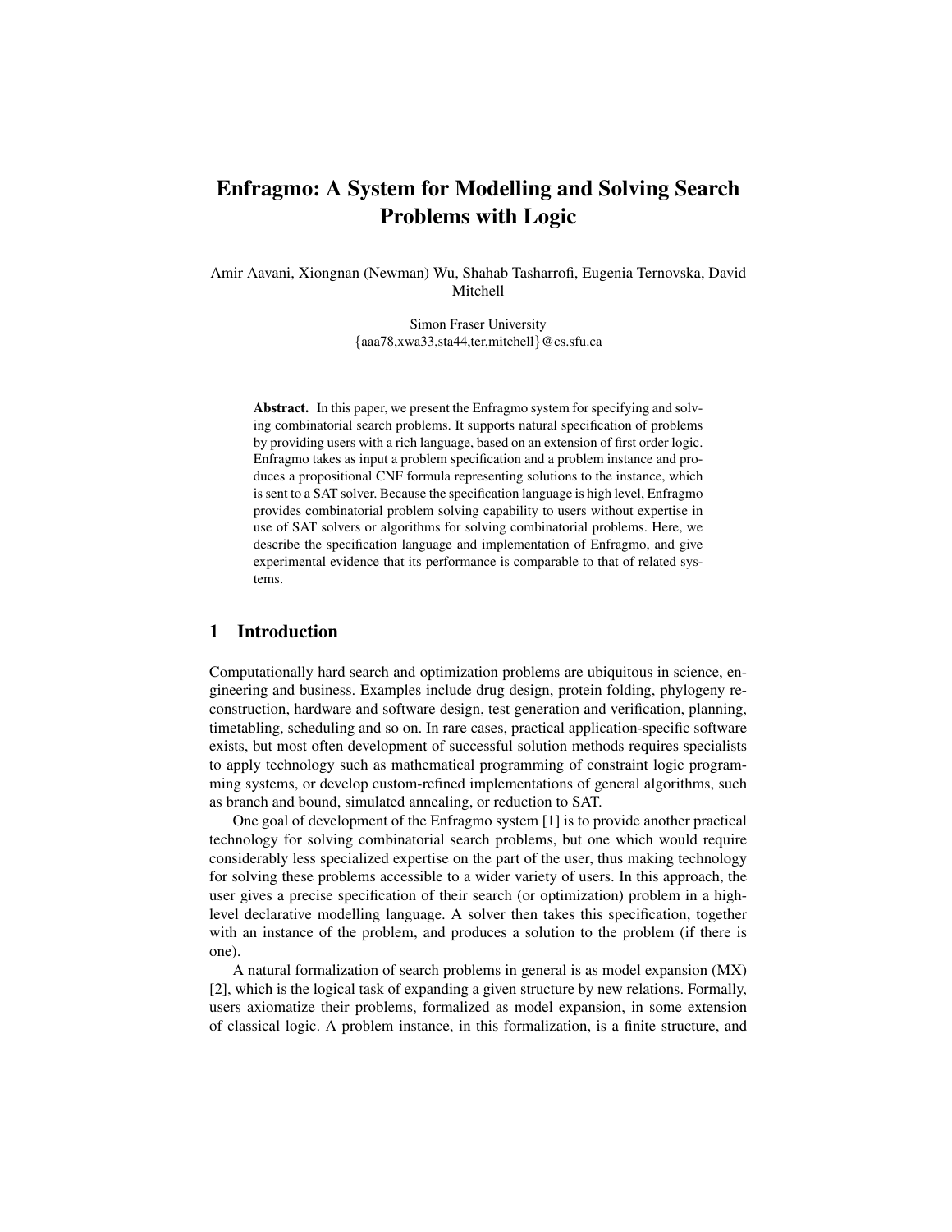# Enfragmo: A System for Modelling and Solving Search Problems with Logic

Amir Aavani, Xiongnan (Newman) Wu, Shahab Tasharrofi, Eugenia Ternovska, David Mitchell

Simon Fraser University
{aaa78,xwa33,sta44,ter,mitchell}@cs.sfu.ca

**Abstract.** In this paper, we present the Enfragmo system for specifying and solving combinatorial search problems. It supports natural specification of problems by providing users with a rich language, based on an extension of first order logic. Enfragmo takes as input a problem specification and a problem instance and produces a propositional CNF formula representing solutions to the instance, which is sent to a SAT solver. Because the specification language is high level, Enfragmo provides combinatorial problem solving capability to users without expertise in use of SAT solvers or algorithms for solving combinatorial problems. Here, we describe the specification language and implementation of Enfragmo, and give experimental evidence that its performance is comparable to that of related systems.

## 1 Introduction

Computationally hard search and optimization problems are ubiquitous in science, engineering and business. Examples include drug design, protein folding, phylogeny reconstruction, hardware and software design, test generation and verification, planning, timetabling, scheduling and so on. In rare cases, practical application-specific software exists, but most often development of successful solution methods requires specialists to apply technology such as mathematical programming of constraint logic programming systems, or develop custom-refined implementations of general algorithms, such as branch and bound, simulated annealing, or reduction to SAT.

One goal of development of the Enfragmo system [1] is to provide another practical technology for solving combinatorial search problems, but one which would require considerably less specialized expertise on the part of the user, thus making technology for solving these problems accessible to a wider variety of users. In this approach, the user gives a precise specification of their search (or optimization) problem in a high-level declarative modelling language. A solver then takes this specification, together with an instance of the problem, and produces a solution to the problem (if there is one).

A natural formalization of search problems in general is as model expansion (MX) [2], which is the logical task of expanding a given structure by new relations. Formally, users axiomatize their problems, formalized as model expansion, in some extension of classical logic. A problem instance, in this formalization, is a finite structure, and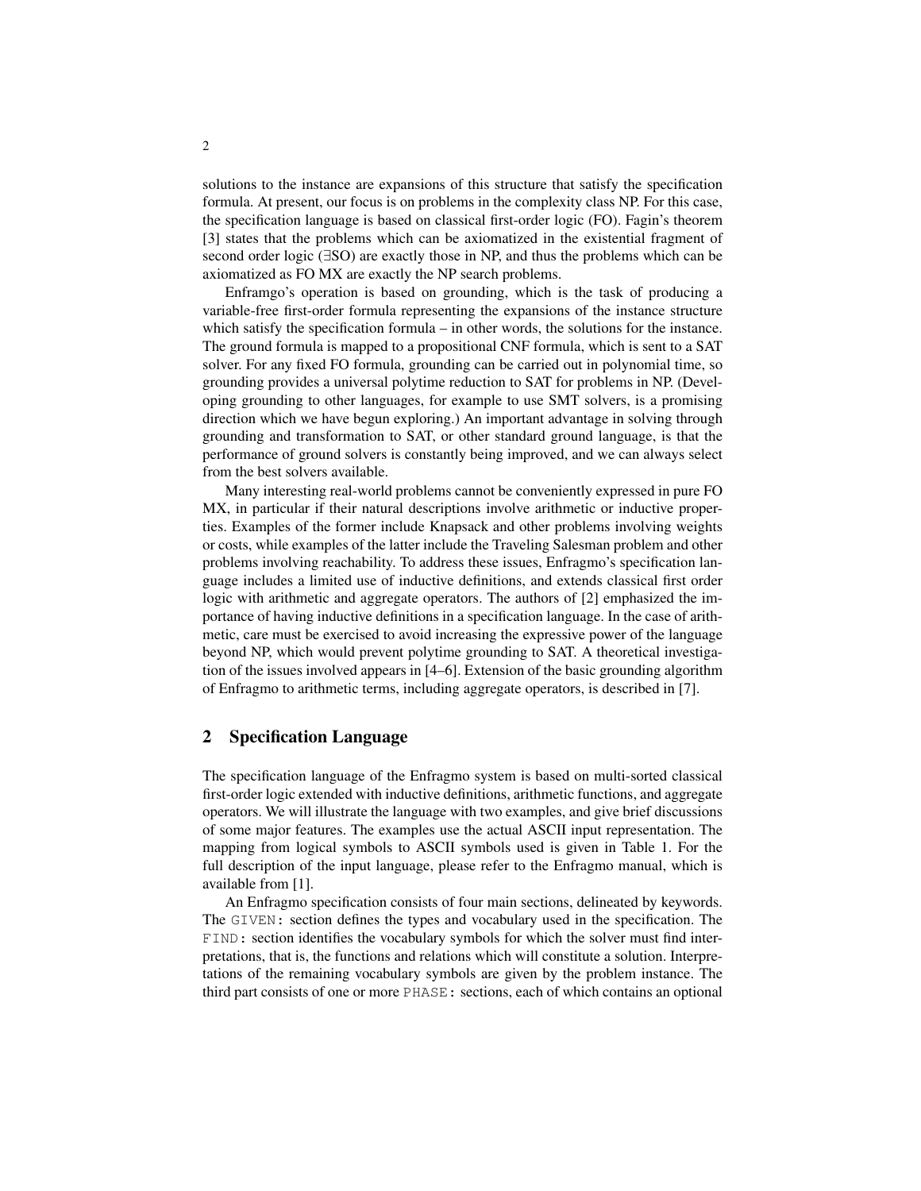solutions to the instance are expansions of this structure that satisfy the specification formula. At present, our focus is on problems in the complexity class NP. For this case, the specification language is based on classical first-order logic (FO). Fagin's theorem [3] states that the problems which can be axiomatized in the existential fragment of second order logic (∃SO) are exactly those in NP, and thus the problems which can be axiomatized as FO MX are exactly the NP search problems.

Enframgo's operation is based on grounding, which is the task of producing a variable-free first-order formula representing the expansions of the instance structure which satisfy the specification formula – in other words, the solutions for the instance. The ground formula is mapped to a propositional CNF formula, which is sent to a SAT solver. For any fixed FO formula, grounding can be carried out in polynomial time, so grounding provides a universal polytime reduction to SAT for problems in NP. (Developing grounding to other languages, for example to use SMT solvers, is a promising direction which we have begun exploring.) An important advantage in solving through grounding and transformation to SAT, or other standard ground language, is that the performance of ground solvers is constantly being improved, and we can always select from the best solvers available.

Many interesting real-world problems cannot be conveniently expressed in pure FO MX, in particular if their natural descriptions involve arithmetic or inductive properties. Examples of the former include Knapsack and other problems involving weights or costs, while examples of the latter include the Traveling Salesman problem and other problems involving reachability. To address these issues, Enfragmo's specification language includes a limited use of inductive definitions, and extends classical first order logic with arithmetic and aggregate operators. The authors of [2] emphasized the importance of having inductive definitions in a specification language. In the case of arithmetic, care must be exercised to avoid increasing the expressive power of the language beyond NP, which would prevent polytime grounding to SAT. A theoretical investigation of the issues involved appears in [4–6]. Extension of the basic grounding algorithm of Enfragmo to arithmetic terms, including aggregate operators, is described in [7].

## 2 Specification Language

The specification language of the Enfragmo system is based on multi-sorted classical first-order logic extended with inductive definitions, arithmetic functions, and aggregate operators. We will illustrate the language with two examples, and give brief discussions of some major features. The examples use the actual ASCII input representation. The mapping from logical symbols to ASCII symbols used is given in Table 1. For the full description of the input language, please refer to the Enfragmo manual, which is available from [1].

An Enfragmo specification consists of four main sections, delineated by keywords. The `GIVEN:` section defines the types and vocabulary used in the specification. The `FIND:` section identifies the vocabulary symbols for which the solver must find interpretations, that is, the functions and relations which will constitute a solution. Interpretations of the remaining vocabulary symbols are given by the problem instance. The third part consists of one or more `PHASE:` sections, each of which contains an optional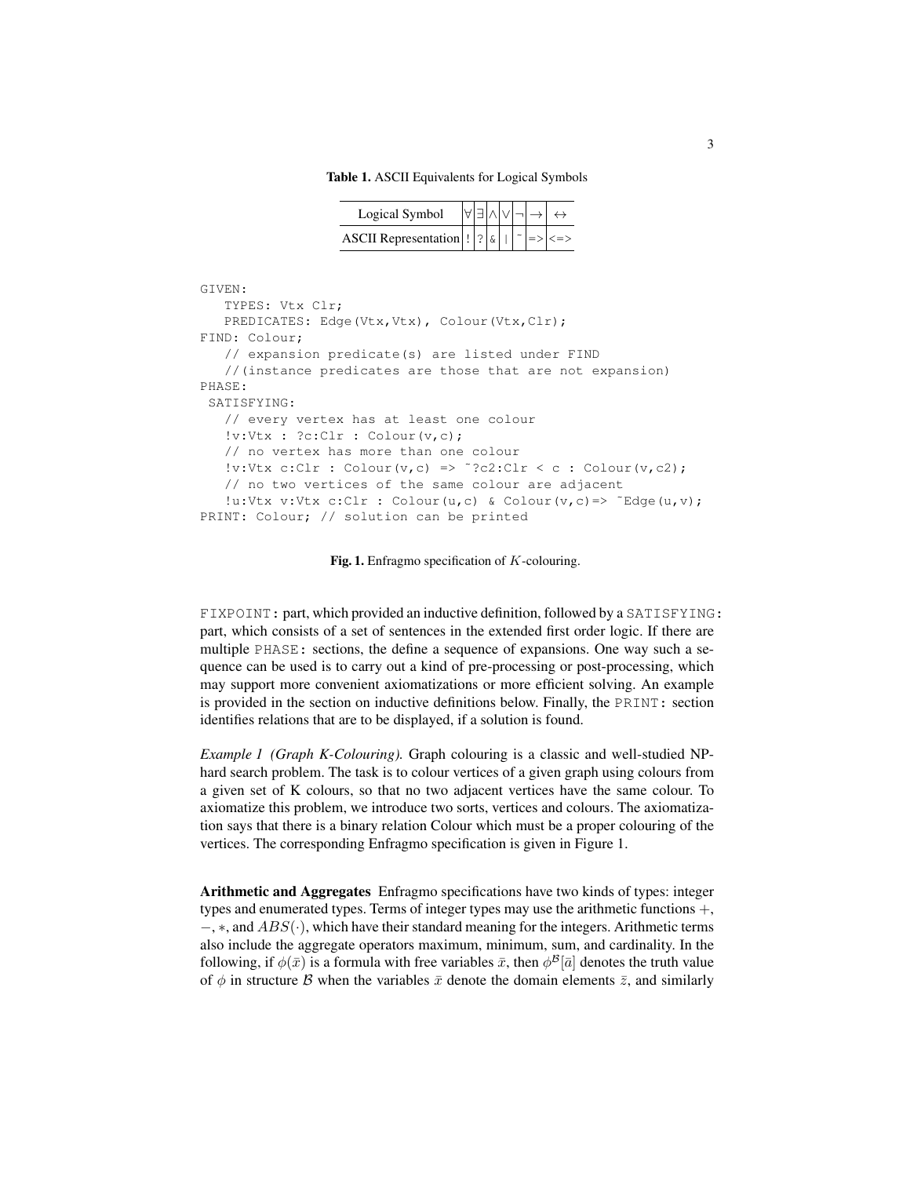**Table 1.** ASCII Equivalents for Logical Symbols

| Logical Symbol | $\forall$ | $\exists$ | $\wedge$ | $\vee$ | $\neg$ | $\rightarrow$ | $\leftrightarrow$ |
|---|---|---|---|---|---|---|---|
| ASCII Representation | ! | ? | & | \| | ~ | => | <=> |

```
GIVEN:
   TYPES: Vtx Clr;
   PREDICATES: Edge(Vtx,Vtx), Colour(Vtx,Clr);
FIND: Colour;
   // expansion predicate(s) are listed under FIND
   //(instance predicates are those that are not expansion)
PHASE:
 SATISFYING:
   // every vertex has at least one colour
   !v:Vtx : ?c:Clr : Colour(v,c);
   // no vertex has more than one colour
   !v:Vtx c:Clr : Colour(v,c) => ~?c2:Clr < c : Colour(v,c2);
   // no two vertices of the same colour are adjacent
   !u:Vtx v:Vtx c:Clr : Colour(u,c) & Colour(v,c)=> ~Edge(u,v);
PRINT: Colour; // solution can be printed
```

**Fig. 1.** Enfragmo specification of $K$-colouring.

FIXPOINT: part, which provided an inductive definition, followed by a SATISFYING: part, which consists of a set of sentences in the extended first order logic. If there are multiple PHASE: sections, the define a sequence of expansions. One way such a sequence can be used is to carry out a kind of pre-processing or post-processing, which may support more convenient axiomatizations or more efficient solving. An example is provided in the section on inductive definitions below. Finally, the PRINT: section identifies relations that are to be displayed, if a solution is found.

*Example 1 (Graph K-Colouring).* Graph colouring is a classic and well-studied NP-hard search problem. The task is to colour vertices of a given graph using colours from a given set of K colours, so that no two adjacent vertices have the same colour. To axiomatize this problem, we introduce two sorts, vertices and colours. The axiomatization says that there is a binary relation Colour which must be a proper colouring of the vertices. The corresponding Enfragmo specification is given in Figure 1.

**Arithmetic and Aggregates** Enfragmo specifications have two kinds of types: integer types and enumerated types. Terms of integer types may use the arithmetic functions $+$, $-$, $*$, and $ABS(\cdot)$, which have their standard meaning for the integers. Arithmetic terms also include the aggregate operators maximum, minimum, sum, and cardinality. In the following, if $\phi(\bar{x})$ is a formula with free variables $\bar{x}$, then $\phi^{\mathcal{B}}[\bar{a}]$ denotes the truth value of $\phi$ in structure $\mathcal{B}$ when the variables $\bar{x}$ denote the domain elements $\bar{z}$, and similarly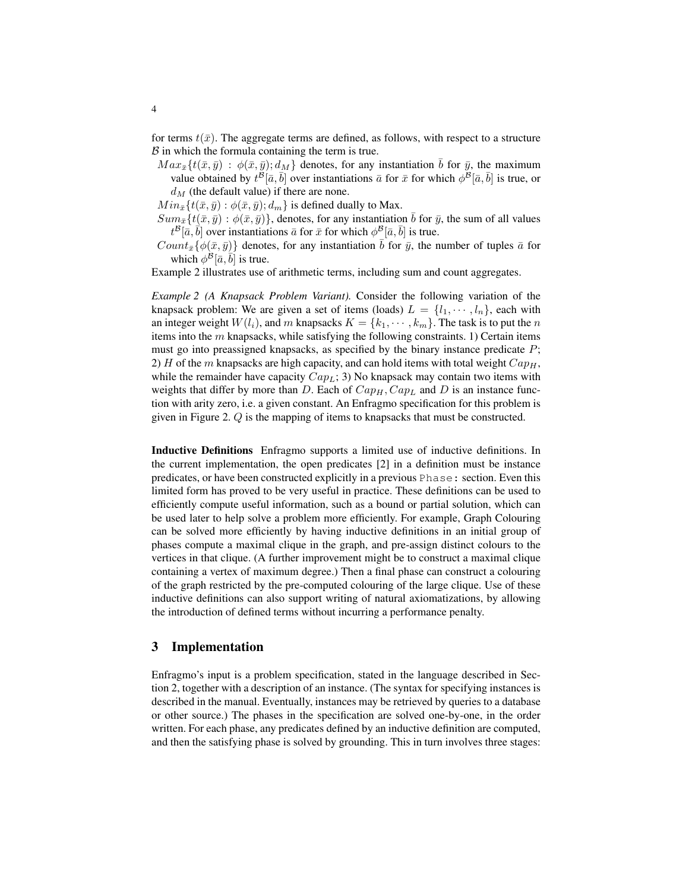for terms $t(\bar{x})$. The aggregate terms are defined, as follows, with respect to a structure $\mathcal{B}$ in which the formula containing the term is true.

$Max_{\bar{x}}\{t(\bar{x},\bar{y}) : \phi(\bar{x},\bar{y}); d_M\}$ denotes, for any instantiation $\bar{b}$ for $\bar{y}$, the maximum value obtained by $t^{\mathcal{B}}[\bar{a},\bar{b}]$ over instantiations $\bar{a}$ for $\bar{x}$ for which $\phi^{\mathcal{B}}[\bar{a},\bar{b}]$ is true, or $d_M$ (the default value) if there are none.

$Min_{\bar{x}}\{t(\bar{x},\bar{y}) : \phi(\bar{x},\bar{y}); d_m\}$ is defined dually to Max.

$Sum_{\bar{x}}\{t(\bar{x},\bar{y}) : \phi(\bar{x},\bar{y})\}$, denotes, for any instantiation $\bar{b}$ for $\bar{y}$, the sum of all values $t^{\mathcal{B}}[\bar{a},\bar{b}]$ over instantiations $\bar{a}$ for $\bar{x}$ for which $\phi^{\mathcal{B}}[\bar{a},\bar{b}]$ is true.

$Count_{\bar{x}}\{\phi(\bar{x},\bar{y})\}$ denotes, for any instantiation $\bar{b}$ for $\bar{y}$, the number of tuples $\bar{a}$ for which $\phi^{\mathcal{B}}[\bar{a},\bar{b}]$ is true.

Example 2 illustrates use of arithmetic terms, including sum and count aggregates.

*Example 2 (A Knapsack Problem Variant).* Consider the following variation of the knapsack problem: We are given a set of items (loads) $L = \{l_1, \cdots, l_n\}$, each with an integer weight $W(l_i)$, and $m$ knapsacks $K = \{k_1, \cdots, k_m\}$. The task is to put the $n$ items into the $m$ knapsacks, while satisfying the following constraints. 1) Certain items must go into preassigned knapsacks, as specified by the binary instance predicate $P$; 2) $H$ of the $m$ knapsacks are high capacity, and can hold items with total weight $Cap_H$, while the remainder have capacity $Cap_L$; 3) No knapsack may contain two items with weights that differ by more than $D$. Each of $Cap_H, Cap_L$ and $D$ is an instance function with arity zero, i.e. a given constant. An Enfragmo specification for this problem is given in Figure 2. $Q$ is the mapping of items to knapsacks that must be constructed.

**Inductive Definitions** Enfragmo supports a limited use of inductive definitions. In the current implementation, the open predicates [2] in a definition must be instance predicates, or have been constructed explicitly in a previous `Phase:` section. Even this limited form has proved to be very useful in practice. These definitions can be used to efficiently compute useful information, such as a bound or partial solution, which can be used later to help solve a problem more efficiently. For example, Graph Colouring can be solved more efficiently by having inductive definitions in an initial group of phases compute a maximal clique in the graph, and pre-assign distinct colours to the vertices in that clique. (A further improvement might be to construct a maximal clique containing a vertex of maximum degree.) Then a final phase can construct a colouring of the graph restricted by the pre-computed colouring of the large clique. Use of these inductive definitions can also support writing of natural axiomatizations, by allowing the introduction of defined terms without incurring a performance penalty.

## 3 Implementation

Enfragmo's input is a problem specification, stated in the language described in Section 2, together with a description of an instance. (The syntax for specifying instances is described in the manual. Eventually, instances may be retrieved by queries to a database or other source.) The phases in the specification are solved one-by-one, in the order written. For each phase, any predicates defined by an inductive definition are computed, and then the satisfying phase is solved by grounding. This in turn involves three stages: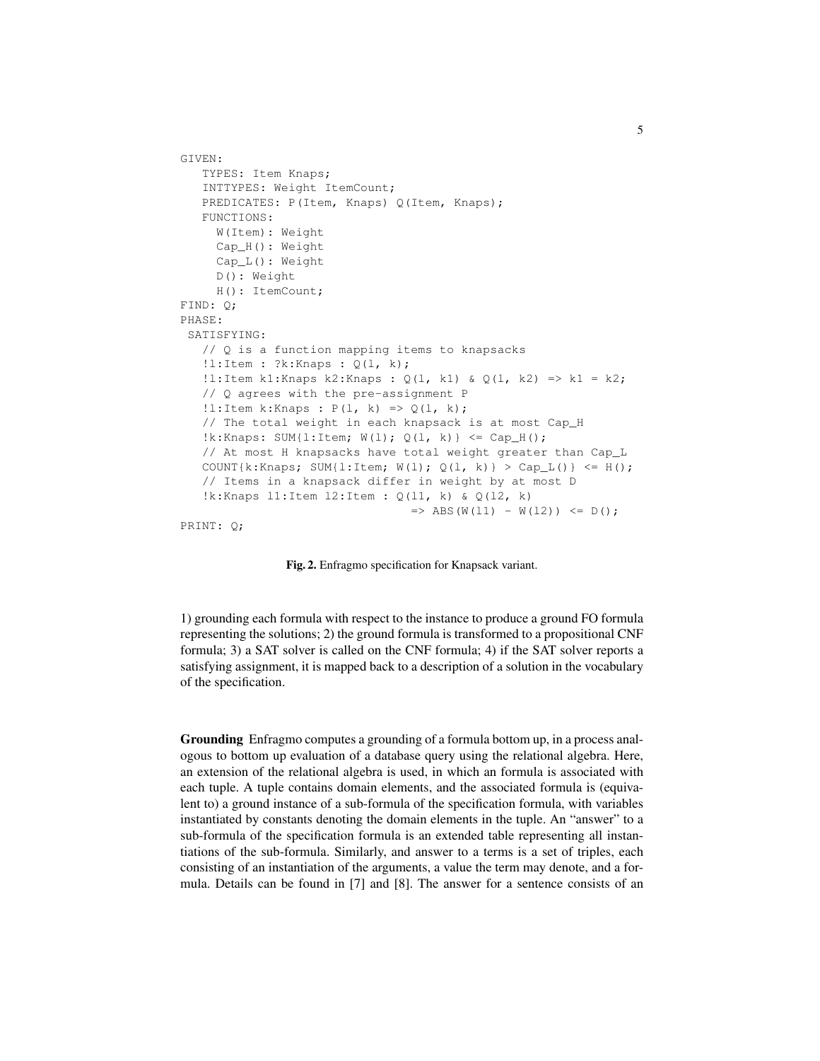```
GIVEN:
   TYPES: Item Knaps;
   INTTYPES: Weight ItemCount;
   PREDICATES: P(Item, Knaps) Q(Item, Knaps);
   FUNCTIONS:
     W(Item): Weight
     Cap_H(): Weight
     Cap_L(): Weight
     D(): Weight
     H(): ItemCount;
FIND: Q;
PHASE:
 SATISFYING:
   // Q is a function mapping items to knapsacks
   !l:Item : ?k:Knaps : Q(l, k);
   !l:Item k1:Knaps k2:Knaps : Q(l, k1) & Q(l, k2) => k1 = k2;
   // Q agrees with the pre-assignment P
   !l:Item k:Knaps : P(l, k) => Q(l, k);
   // The total weight in each knapsack is at most Cap_H
   !k:Knaps: SUM{l:Item; W(l); Q(l, k)} <= Cap_H();
   // At most H knapsacks have total weight greater than Cap_L
   COUNT{k:Knaps; SUM{l:Item; W(l); Q(l, k)} > Cap_L()} <= H();
   // Items in a knapsack differ in weight by at most D
   !k:Knaps l1:Item l2:Item : Q(l1, k) & Q(l2, k)
                              => ABS(W(l1) - W(l2)) <= D();
PRINT: Q;
```

**Fig. 2.** Enfragmo specification for Knapsack variant.

1) grounding each formula with respect to the instance to produce a ground FO formula representing the solutions; 2) the ground formula is transformed to a propositional CNF formula; 3) a SAT solver is called on the CNF formula; 4) if the SAT solver reports a satisfying assignment, it is mapped back to a description of a solution in the vocabulary of the specification.

**Grounding** Enfragmo computes a grounding of a formula bottom up, in a process analogous to bottom up evaluation of a database query using the relational algebra. Here, an extension of the relational algebra is used, in which an formula is associated with each tuple. A tuple contains domain elements, and the associated formula is (equivalent to) a ground instance of a sub-formula of the specification formula, with variables instantiated by constants denoting the domain elements in the tuple. An "answer" to a sub-formula of the specification formula is an extended table representing all instantiations of the sub-formula. Similarly, and answer to a terms is a set of triples, each consisting of an instantiation of the arguments, a value the term may denote, and a formula. Details can be found in [7] and [8]. The answer for a sentence consists of an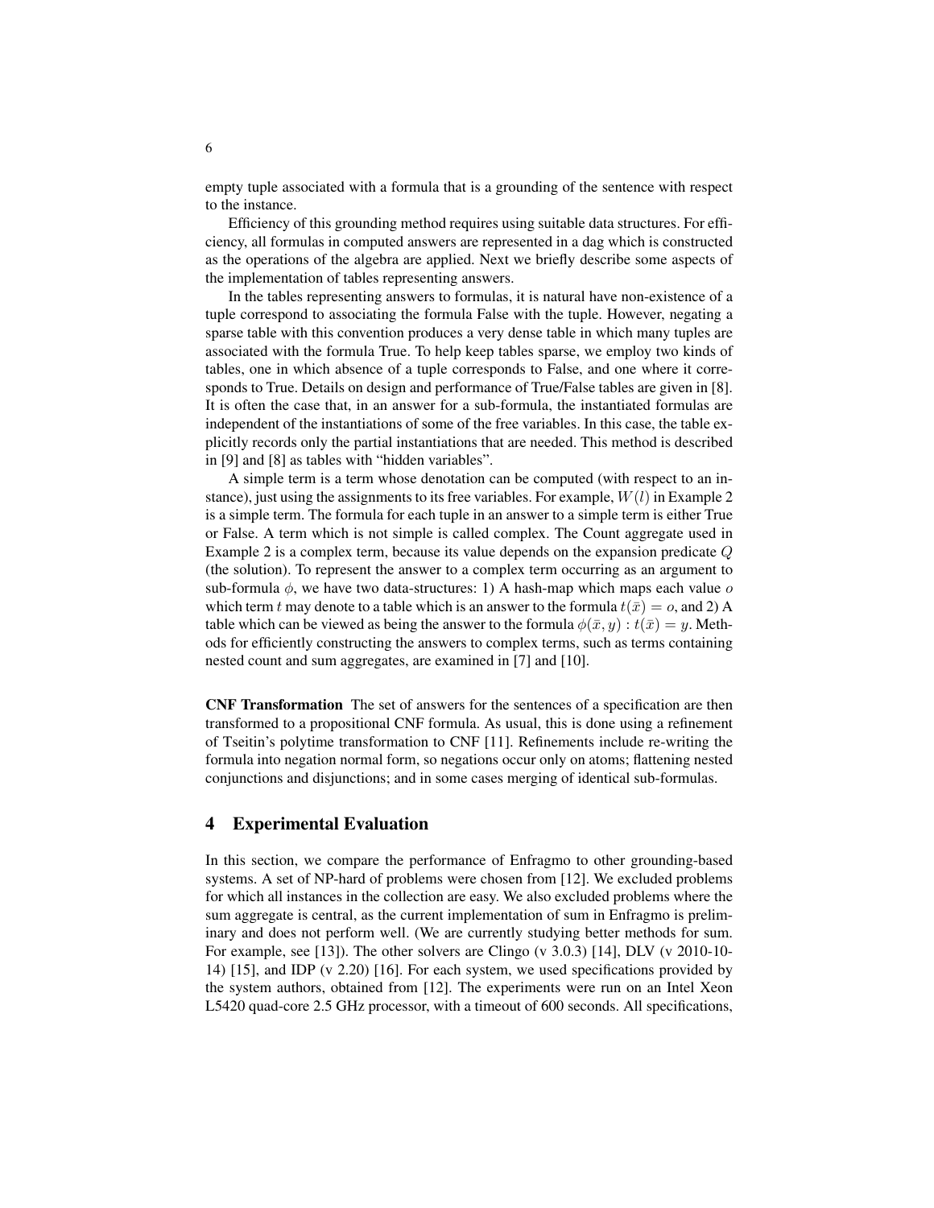empty tuple associated with a formula that is a grounding of the sentence with respect to the instance.

Efficiency of this grounding method requires using suitable data structures. For efficiency, all formulas in computed answers are represented in a dag which is constructed as the operations of the algebra are applied. Next we briefly describe some aspects of the implementation of tables representing answers.

In the tables representing answers to formulas, it is natural have non-existence of a tuple correspond to associating the formula False with the tuple. However, negating a sparse table with this convention produces a very dense table in which many tuples are associated with the formula True. To help keep tables sparse, we employ two kinds of tables, one in which absence of a tuple corresponds to False, and one where it corresponds to True. Details on design and performance of True/False tables are given in [8]. It is often the case that, in an answer for a sub-formula, the instantiated formulas are independent of the instantiations of some of the free variables. In this case, the table explicitly records only the partial instantiations that are needed. This method is described in [9] and [8] as tables with "hidden variables".

A simple term is a term whose denotation can be computed (with respect to an instance), just using the assignments to its free variables. For example, $W(l)$ in Example 2 is a simple term. The formula for each tuple in an answer to a simple term is either True or False. A term which is not simple is called complex. The Count aggregate used in Example 2 is a complex term, because its value depends on the expansion predicate $Q$ (the solution). To represent the answer to a complex term occurring as an argument to sub-formula $\phi$, we have two data-structures: 1) A hash-map which maps each value $o$ which term $t$ may denote to a table which is an answer to the formula $t(\bar{x}) = o$, and 2) A table which can be viewed as being the answer to the formula $\phi(\bar{x}, y) : t(\bar{x}) = y$. Methods for efficiently constructing the answers to complex terms, such as terms containing nested count and sum aggregates, are examined in [7] and [10].

**CNF Transformation** The set of answers for the sentences of a specification are then transformed to a propositional CNF formula. As usual, this is done using a refinement of Tseitin's polytime transformation to CNF [11]. Refinements include re-writing the formula into negation normal form, so negations occur only on atoms; flattening nested conjunctions and disjunctions; and in some cases merging of identical sub-formulas.

## 4 Experimental Evaluation

In this section, we compare the performance of Enfragmo to other grounding-based systems. A set of NP-hard of problems were chosen from [12]. We excluded problems for which all instances in the collection are easy. We also excluded problems where the sum aggregate is central, as the current implementation of sum in Enfragmo is preliminary and does not perform well. (We are currently studying better methods for sum. For example, see [13]). The other solvers are Clingo (v 3.0.3) [14], DLV (v 2010-10-14) [15], and IDP (v 2.20) [16]. For each system, we used specifications provided by the system authors, obtained from [12]. The experiments were run on an Intel Xeon L5420 quad-core 2.5 GHz processor, with a timeout of 600 seconds. All specifications,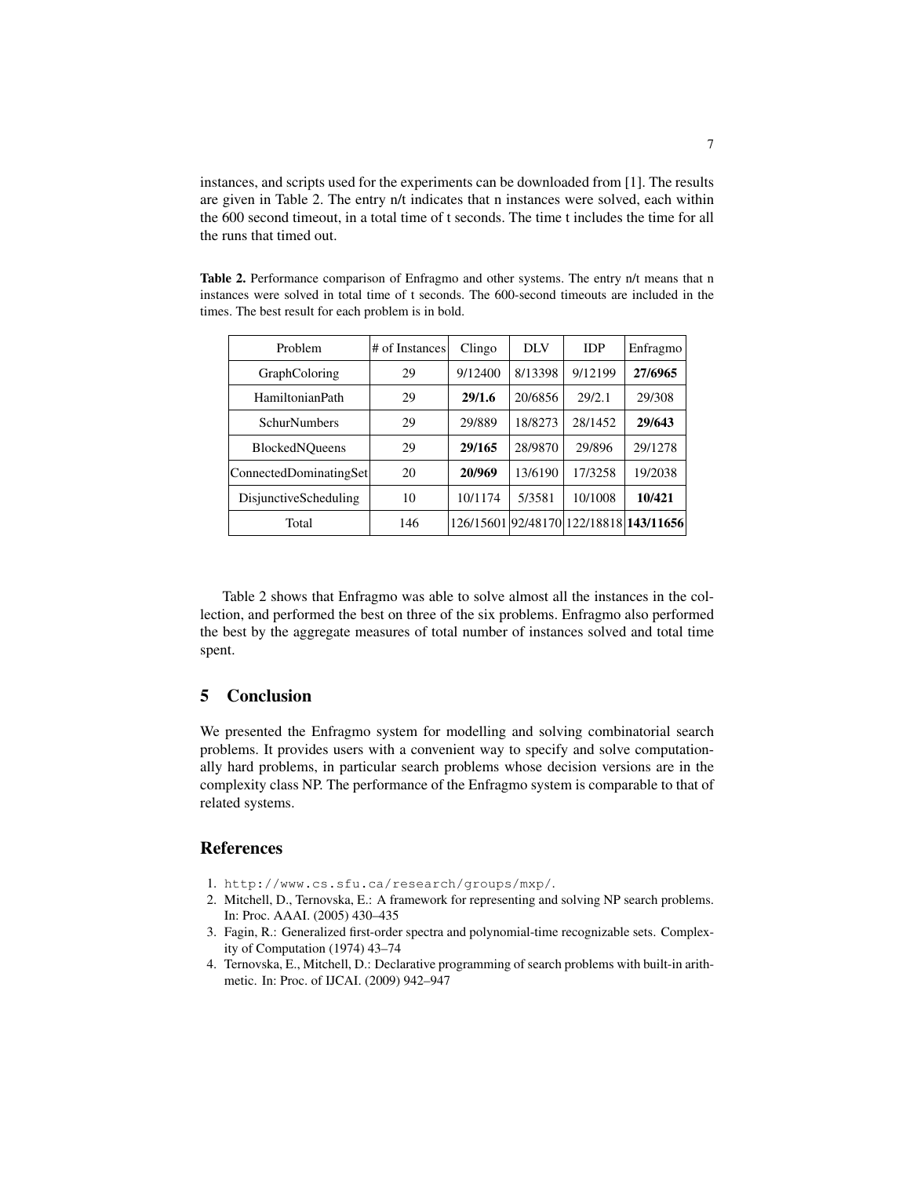instances, and scripts used for the experiments can be downloaded from [1]. The results are given in Table 2. The entry n/t indicates that n instances were solved, each within the 600 second timeout, in a total time of t seconds. The time t includes the time for all the runs that timed out.

**Table 2.** Performance comparison of Enfragmo and other systems. The entry n/t means that n instances were solved in total time of t seconds. The 600-second timeouts are included in the times. The best result for each problem is in bold.

| Problem | # of Instances | Clingo | DLV | IDP | Enfragmo |
|---|---|---|---|---|---|
| GraphColoring | 29 | 9/12400 | 8/13398 | 9/12199 | **27/6965** |
| HamiltonianPath | 29 | **29/1.6** | 20/6856 | 29/2.1 | 29/308 |
| SchurNumbers | 29 | 29/889 | 18/8273 | 28/1452 | **29/643** |
| BlockedNQueens | 29 | **29/165** | 28/9870 | 29/896 | 29/1278 |
| ConnectedDominatingSet | 20 | **20/969** | 13/6190 | 17/3258 | 19/2038 |
| DisjunctiveScheduling | 10 | 10/1174 | 5/3581 | 10/1008 | **10/421** |
| Total | 146 | 126/15601 | 92/48170 | 122/18818 | **143/11656** |

Table 2 shows that Enfragmo was able to solve almost all the instances in the collection, and performed the best on three of the six problems. Enfragmo also performed the best by the aggregate measures of total number of instances solved and total time spent.

## 5 Conclusion

We presented the Enfragmo system for modelling and solving combinatorial search problems. It provides users with a convenient way to specify and solve computationally hard problems, in particular search problems whose decision versions are in the complexity class NP. The performance of the Enfragmo system is comparable to that of related systems.

## References

1. http://www.cs.sfu.ca/research/groups/mxp/.
2. Mitchell, D., Ternovska, E.: A framework for representing and solving NP search problems. In: Proc. AAAI. (2005) 430–435
3. Fagin, R.: Generalized first-order spectra and polynomial-time recognizable sets. Complexity of Computation (1974) 43–74
4. Ternovska, E., Mitchell, D.: Declarative programming of search problems with built-in arithmetic. In: Proc. of IJCAI. (2009) 942–947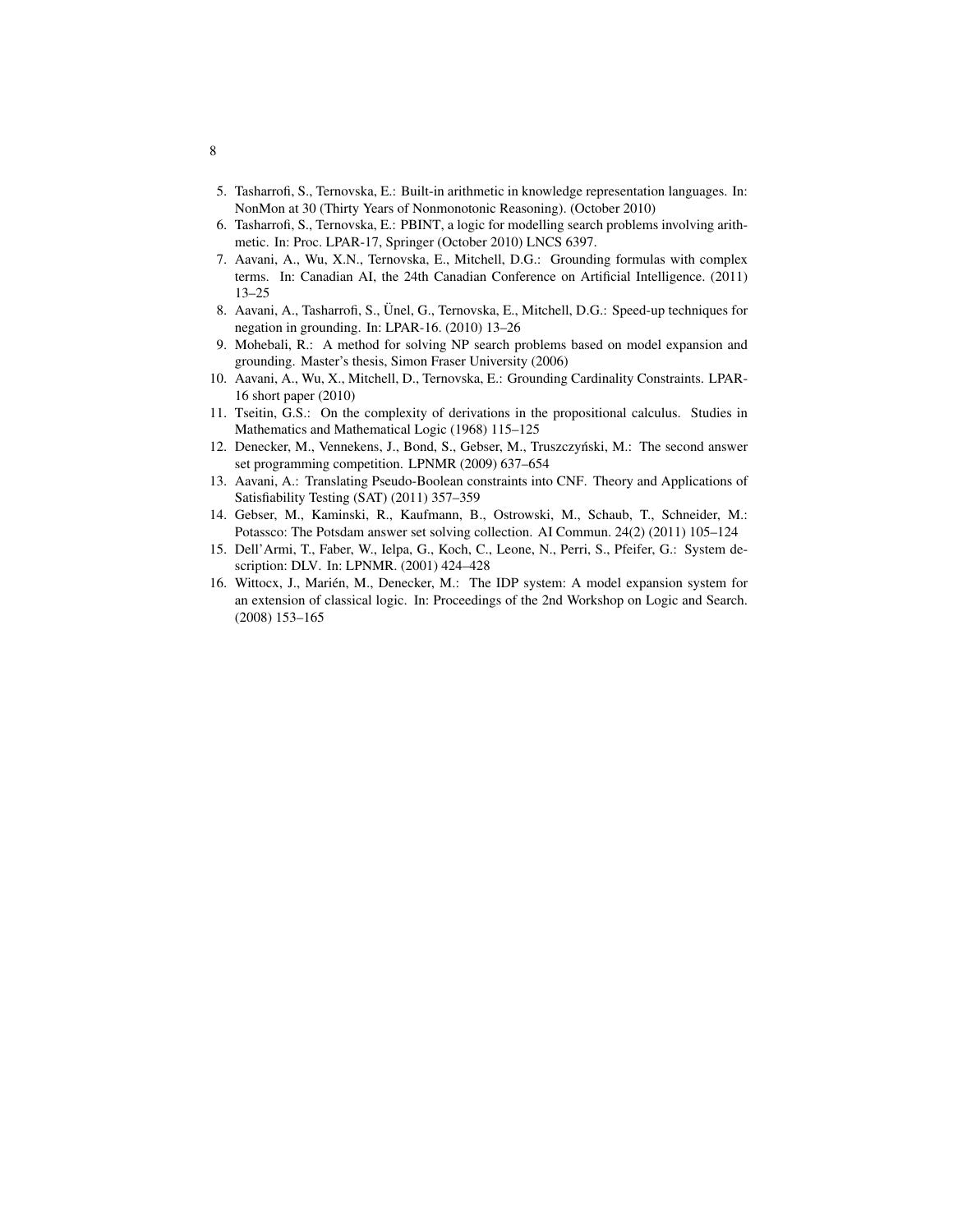5. Tasharrofi, S., Ternovska, E.: Built-in arithmetic in knowledge representation languages. In: NonMon at 30 (Thirty Years of Nonmonotonic Reasoning). (October 2010)
6. Tasharrofi, S., Ternovska, E.: PBINT, a logic for modelling search problems involving arithmetic. In: Proc. LPAR-17, Springer (October 2010) LNCS 6397.
7. Aavani, A., Wu, X.N., Ternovska, E., Mitchell, D.G.: Grounding formulas with complex terms. In: Canadian AI, the 24th Canadian Conference on Artificial Intelligence. (2011) 13–25
8. Aavani, A., Tasharrofi, S., Ünel, G., Ternovska, E., Mitchell, D.G.: Speed-up techniques for negation in grounding. In: LPAR-16. (2010) 13–26
9. Mohebali, R.: A method for solving NP search problems based on model expansion and grounding. Master's thesis, Simon Fraser University (2006)
10. Aavani, A., Wu, X., Mitchell, D., Ternovska, E.: Grounding Cardinality Constraints. LPAR-16 short paper (2010)
11. Tseitin, G.S.: On the complexity of derivations in the propositional calculus. Studies in Mathematics and Mathematical Logic (1968) 115–125
12. Denecker, M., Vennekens, J., Bond, S., Gebser, M., Truszczyński, M.: The second answer set programming competition. LPNMR (2009) 637–654
13. Aavani, A.: Translating Pseudo-Boolean constraints into CNF. Theory and Applications of Satisfiability Testing (SAT) (2011) 357–359
14. Gebser, M., Kaminski, R., Kaufmann, B., Ostrowski, M., Schaub, T., Schneider, M.: Potassco: The Potsdam answer set solving collection. AI Commun. 24(2) (2011) 105–124
15. Dell'Armi, T., Faber, W., Ielpa, G., Koch, C., Leone, N., Perri, S., Pfeifer, G.: System description: DLV. In: LPNMR. (2001) 424–428
16. Wittocx, J., Mariën, M., Denecker, M.: The IDP system: A model expansion system for an extension of classical logic. In: Proceedings of the 2nd Workshop on Logic and Search. (2008) 153–165